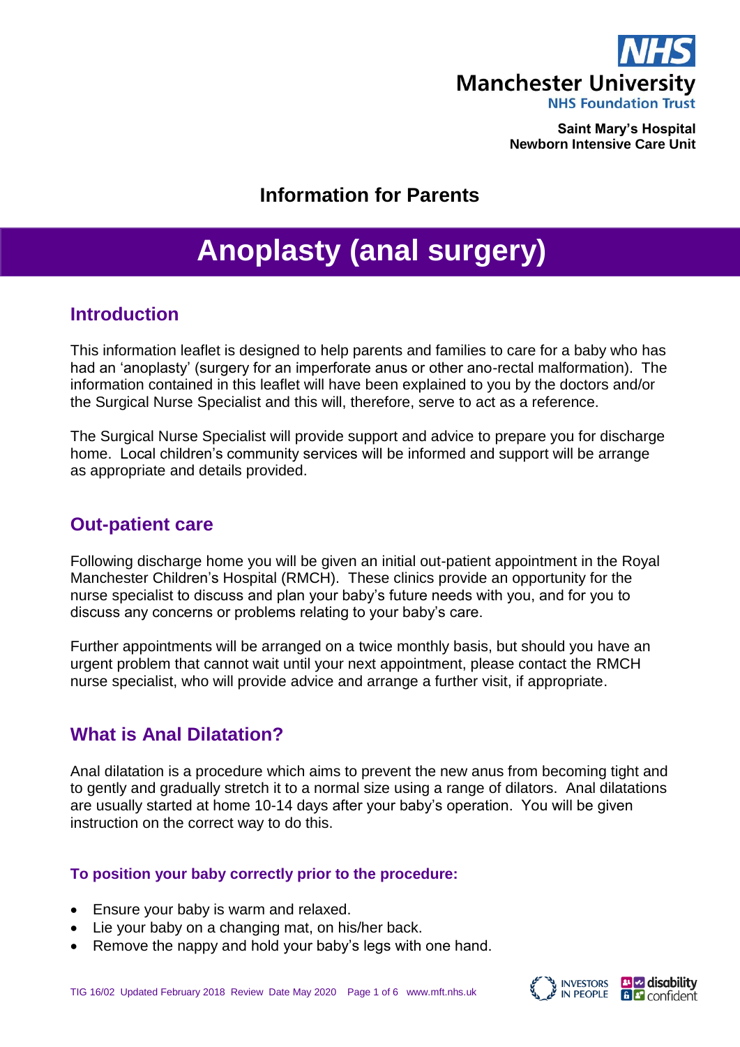Manchester University
NHS Foundation Trust

**Saint Mary's Hospital**
**Newborn Intensive Care Unit**

### Information for Parents

# Anoplasty (anal surgery)

## Introduction

This information leaflet is designed to help parents and families to care for a baby who has had an 'anoplasty' (surgery for an imperforate anus or other ano-rectal malformation). The information contained in this leaflet will have been explained to you by the doctors and/or the Surgical Nurse Specialist and this will, therefore, serve to act as a reference.

The Surgical Nurse Specialist will provide support and advice to prepare you for discharge home. Local children's community services will be informed and support will be arrange as appropriate and details provided.

## Out-patient care

Following discharge home you will be given an initial out-patient appointment in the Royal Manchester Children's Hospital (RMCH). These clinics provide an opportunity for the nurse specialist to discuss and plan your baby's future needs with you, and for you to discuss any concerns or problems relating to your baby's care.

Further appointments will be arranged on a twice monthly basis, but should you have an urgent problem that cannot wait until your next appointment, please contact the RMCH nurse specialist, who will provide advice and arrange a further visit, if appropriate.

## What is Anal Dilatation?

Anal dilatation is a procedure which aims to prevent the new anus from becoming tight and to gently and gradually stretch it to a normal size using a range of dilators. Anal dilatations are usually started at home 10-14 days after your baby's operation. You will be given instruction on the correct way to do this.

### To position your baby correctly prior to the procedure:

- Ensure your baby is warm and relaxed.
- Lie your baby on a changing mat, on his/her back.
- Remove the nappy and hold your baby's legs with one hand.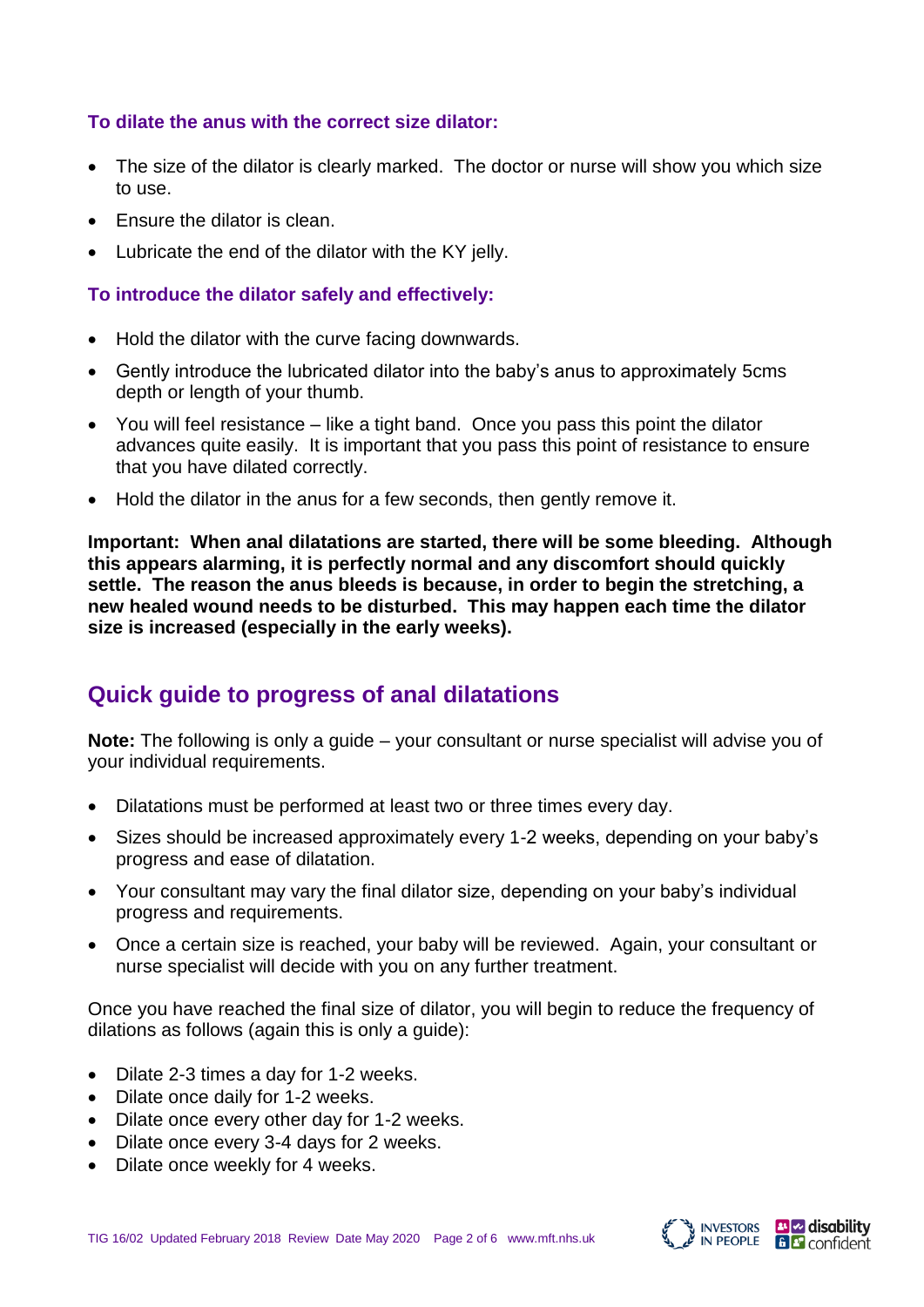### To dilate the anus with the correct size dilator:

- The size of the dilator is clearly marked. The doctor or nurse will show you which size to use.
- Ensure the dilator is clean.
- Lubricate the end of the dilator with the KY jelly.

### To introduce the dilator safely and effectively:

- Hold the dilator with the curve facing downwards.
- Gently introduce the lubricated dilator into the baby's anus to approximately 5cms depth or length of your thumb.
- You will feel resistance – like a tight band. Once you pass this point the dilator advances quite easily. It is important that you pass this point of resistance to ensure that you have dilated correctly.
- Hold the dilator in the anus for a few seconds, then gently remove it.

**Important: When anal dilatations are started, there will be some bleeding. Although this appears alarming, it is perfectly normal and any discomfort should quickly settle. The reason the anus bleeds is because, in order to begin the stretching, a new healed wound needs to be disturbed. This may happen each time the dilator size is increased (especially in the early weeks).**

## Quick guide to progress of anal dilatations

**Note:** The following is only a guide – your consultant or nurse specialist will advise you of your individual requirements.

- Dilatations must be performed at least two or three times every day.
- Sizes should be increased approximately every 1-2 weeks, depending on your baby's progress and ease of dilatation.
- Your consultant may vary the final dilator size, depending on your baby's individual progress and requirements.
- Once a certain size is reached, your baby will be reviewed. Again, your consultant or nurse specialist will decide with you on any further treatment.

Once you have reached the final size of dilator, you will begin to reduce the frequency of dilations as follows (again this is only a guide):

- Dilate 2-3 times a day for 1-2 weeks.
- Dilate once daily for 1-2 weeks.
- Dilate once every other day for 1-2 weeks.
- Dilate once every 3-4 days for 2 weeks.
- Dilate once weekly for 4 weeks.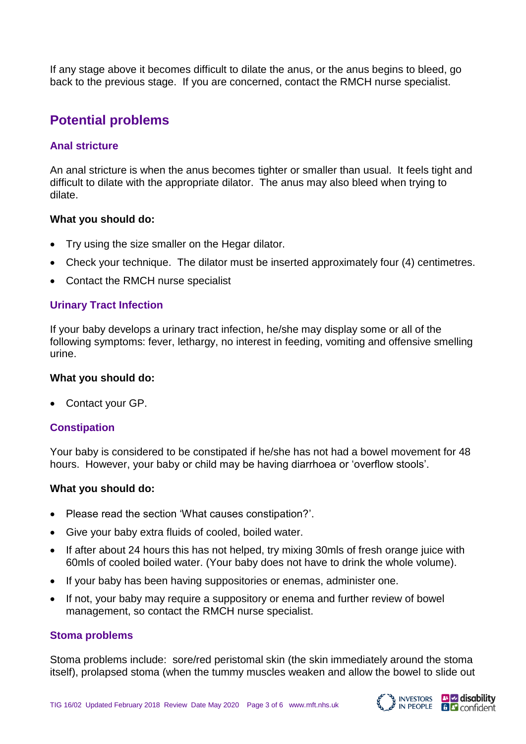If any stage above it becomes difficult to dilate the anus, or the anus begins to bleed, go back to the previous stage. If you are concerned, contact the RMCH nurse specialist.

## Potential problems

### Anal stricture

An anal stricture is when the anus becomes tighter or smaller than usual. It feels tight and difficult to dilate with the appropriate dilator. The anus may also bleed when trying to dilate.

**What you should do:**

- Try using the size smaller on the Hegar dilator.
- Check your technique. The dilator must be inserted approximately four (4) centimetres.
- Contact the RMCH nurse specialist

### Urinary Tract Infection

If your baby develops a urinary tract infection, he/she may display some or all of the following symptoms: fever, lethargy, no interest in feeding, vomiting and offensive smelling urine.

**What you should do:**

- Contact your GP.

### Constipation

Your baby is considered to be constipated if he/she has not had a bowel movement for 48 hours. However, your baby or child may be having diarrhoea or 'overflow stools'.

**What you should do:**

- Please read the section 'What causes constipation?'.
- Give your baby extra fluids of cooled, boiled water.
- If after about 24 hours this has not helped, try mixing 30mls of fresh orange juice with 60mls of cooled boiled water. (Your baby does not have to drink the whole volume).
- If your baby has been having suppositories or enemas, administer one.
- If not, your baby may require a suppository or enema and further review of bowel management, so contact the RMCH nurse specialist.

### Stoma problems

Stoma problems include: sore/red peristomal skin (the skin immediately around the stoma itself), prolapsed stoma (when the tummy muscles weaken and allow the bowel to slide out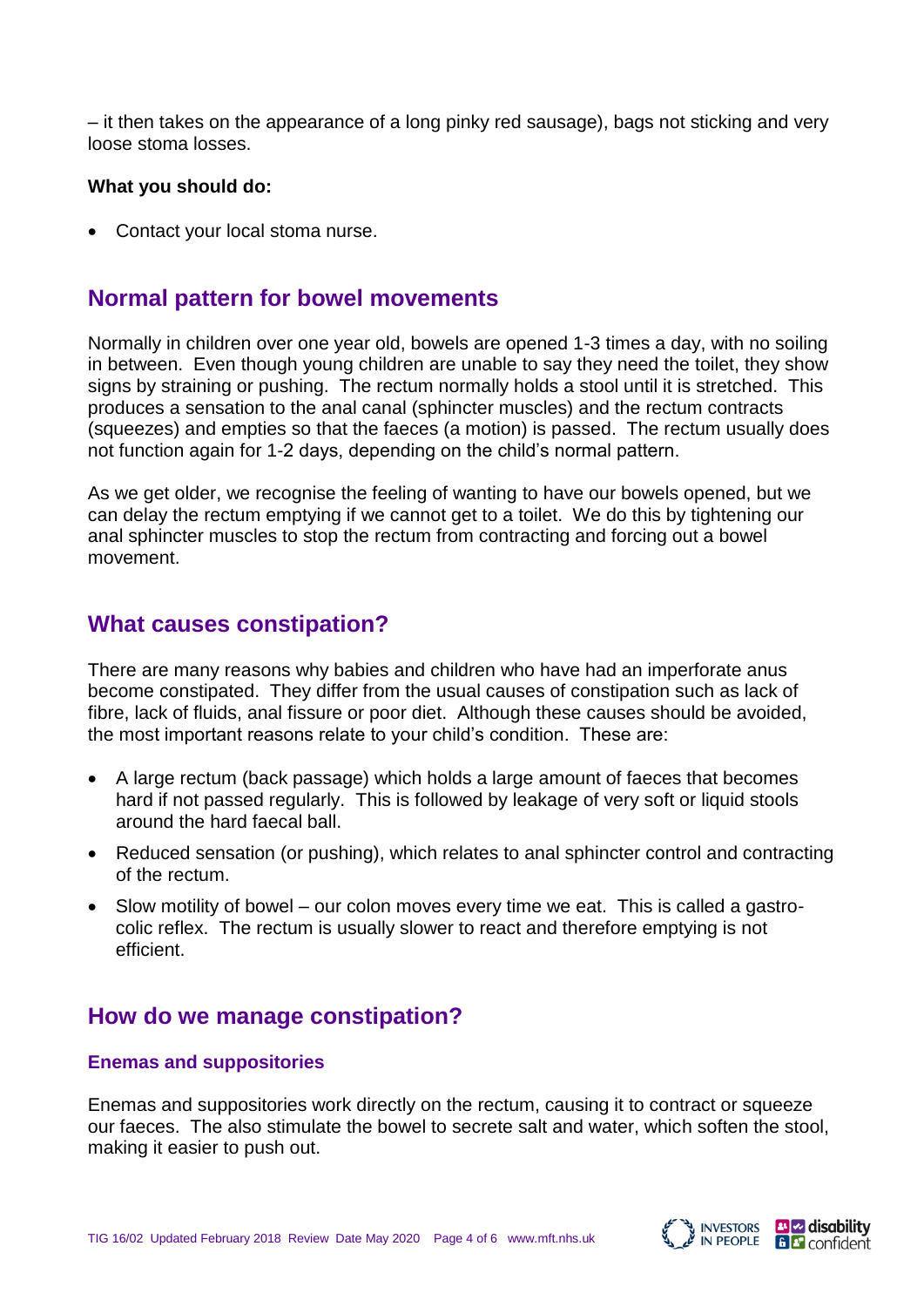– it then takes on the appearance of a long pinky red sausage), bags not sticking and very loose stoma losses.

**What you should do:**

- Contact your local stoma nurse.

## Normal pattern for bowel movements

Normally in children over one year old, bowels are opened 1-3 times a day, with no soiling in between. Even though young children are unable to say they need the toilet, they show signs by straining or pushing. The rectum normally holds a stool until it is stretched. This produces a sensation to the anal canal (sphincter muscles) and the rectum contracts (squeezes) and empties so that the faeces (a motion) is passed. The rectum usually does not function again for 1-2 days, depending on the child's normal pattern.

As we get older, we recognise the feeling of wanting to have our bowels opened, but we can delay the rectum emptying if we cannot get to a toilet. We do this by tightening our anal sphincter muscles to stop the rectum from contracting and forcing out a bowel movement.

## What causes constipation?

There are many reasons why babies and children who have had an imperforate anus become constipated. They differ from the usual causes of constipation such as lack of fibre, lack of fluids, anal fissure or poor diet. Although these causes should be avoided, the most important reasons relate to your child's condition. These are:

- A large rectum (back passage) which holds a large amount of faeces that becomes hard if not passed regularly. This is followed by leakage of very soft or liquid stools around the hard faecal ball.
- Reduced sensation (or pushing), which relates to anal sphincter control and contracting of the rectum.
- Slow motility of bowel – our colon moves every time we eat. This is called a gastro-colic reflex. The rectum is usually slower to react and therefore emptying is not efficient.

## How do we manage constipation?

### Enemas and suppositories

Enemas and suppositories work directly on the rectum, causing it to contract or squeeze our faeces. The also stimulate the bowel to secrete salt and water, which soften the stool, making it easier to push out.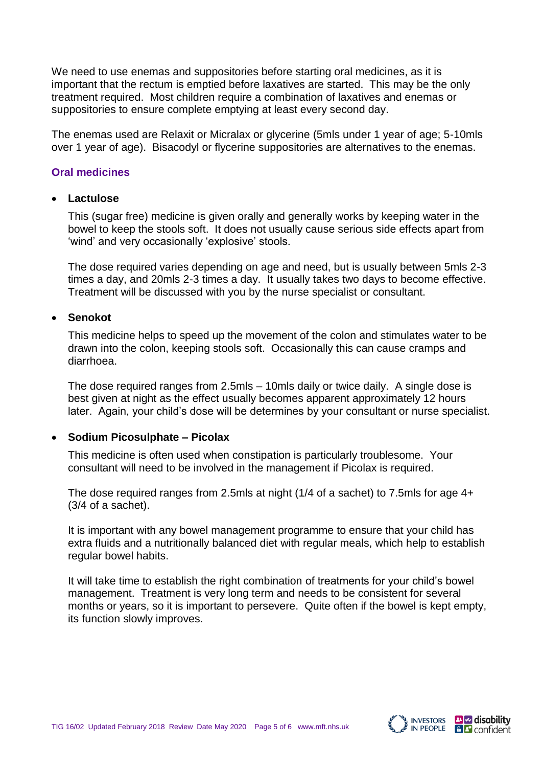We need to use enemas and suppositories before starting oral medicines, as it is important that the rectum is emptied before laxatives are started. This may be the only treatment required. Most children require a combination of laxatives and enemas or suppositories to ensure complete emptying at least every second day.

The enemas used are Relaxit or Micralax or glycerine (5mls under 1 year of age; 5-10mls over 1 year of age). Bisacodyl or flycerine suppositories are alternatives to the enemas.

## Oral medicines

- **Lactulose**

  This (sugar free) medicine is given orally and generally works by keeping water in the bowel to keep the stools soft. It does not usually cause serious side effects apart from 'wind' and very occasionally 'explosive' stools.

  The dose required varies depending on age and need, but is usually between 5mls 2-3 times a day, and 20mls 2-3 times a day. It usually takes two days to become effective. Treatment will be discussed with you by the nurse specialist or consultant.

- **Senokot**

  This medicine helps to speed up the movement of the colon and stimulates water to be drawn into the colon, keeping stools soft. Occasionally this can cause cramps and diarrhoea.

  The dose required ranges from 2.5mls – 10mls daily or twice daily. A single dose is best given at night as the effect usually becomes apparent approximately 12 hours later. Again, your child's dose will be determines by your consultant or nurse specialist.

- **Sodium Picosulphate – Picolax**

  This medicine is often used when constipation is particularly troublesome. Your consultant will need to be involved in the management if Picolax is required.

  The dose required ranges from 2.5mls at night (1/4 of a sachet) to 7.5mls for age 4+ (3/4 of a sachet).

  It is important with any bowel management programme to ensure that your child has extra fluids and a nutritionally balanced diet with regular meals, which help to establish regular bowel habits.

  It will take time to establish the right combination of treatments for your child's bowel management. Treatment is very long term and needs to be consistent for several months or years, so it is important to persevere. Quite often if the bowel is kept empty, its function slowly improves.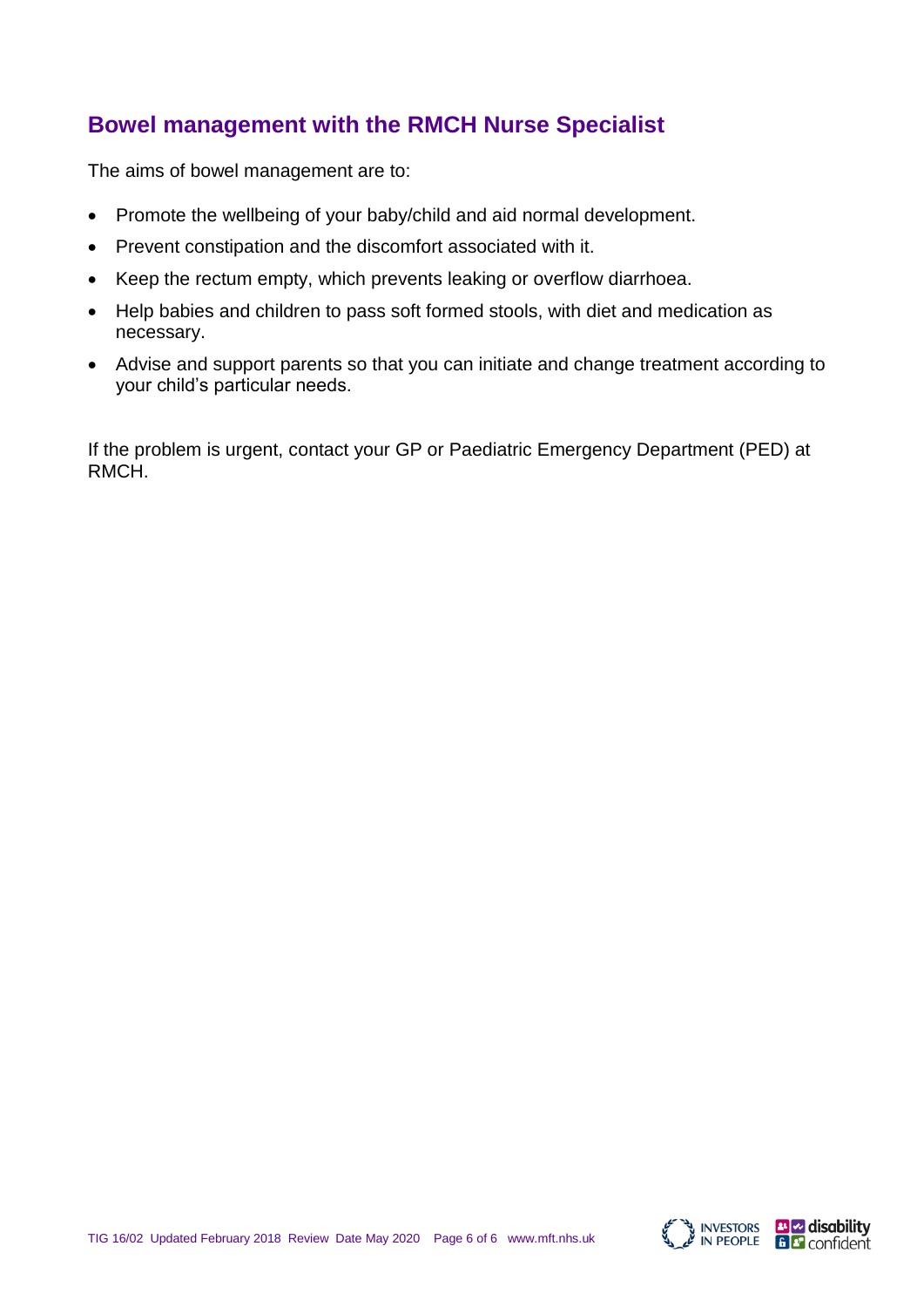## Bowel management with the RMCH Nurse Specialist

The aims of bowel management are to:

- Promote the wellbeing of your baby/child and aid normal development.
- Prevent constipation and the discomfort associated with it.
- Keep the rectum empty, which prevents leaking or overflow diarrhoea.
- Help babies and children to pass soft formed stools, with diet and medication as necessary.
- Advise and support parents so that you can initiate and change treatment according to your child's particular needs.

If the problem is urgent, contact your GP or Paediatric Emergency Department (PED) at RMCH.